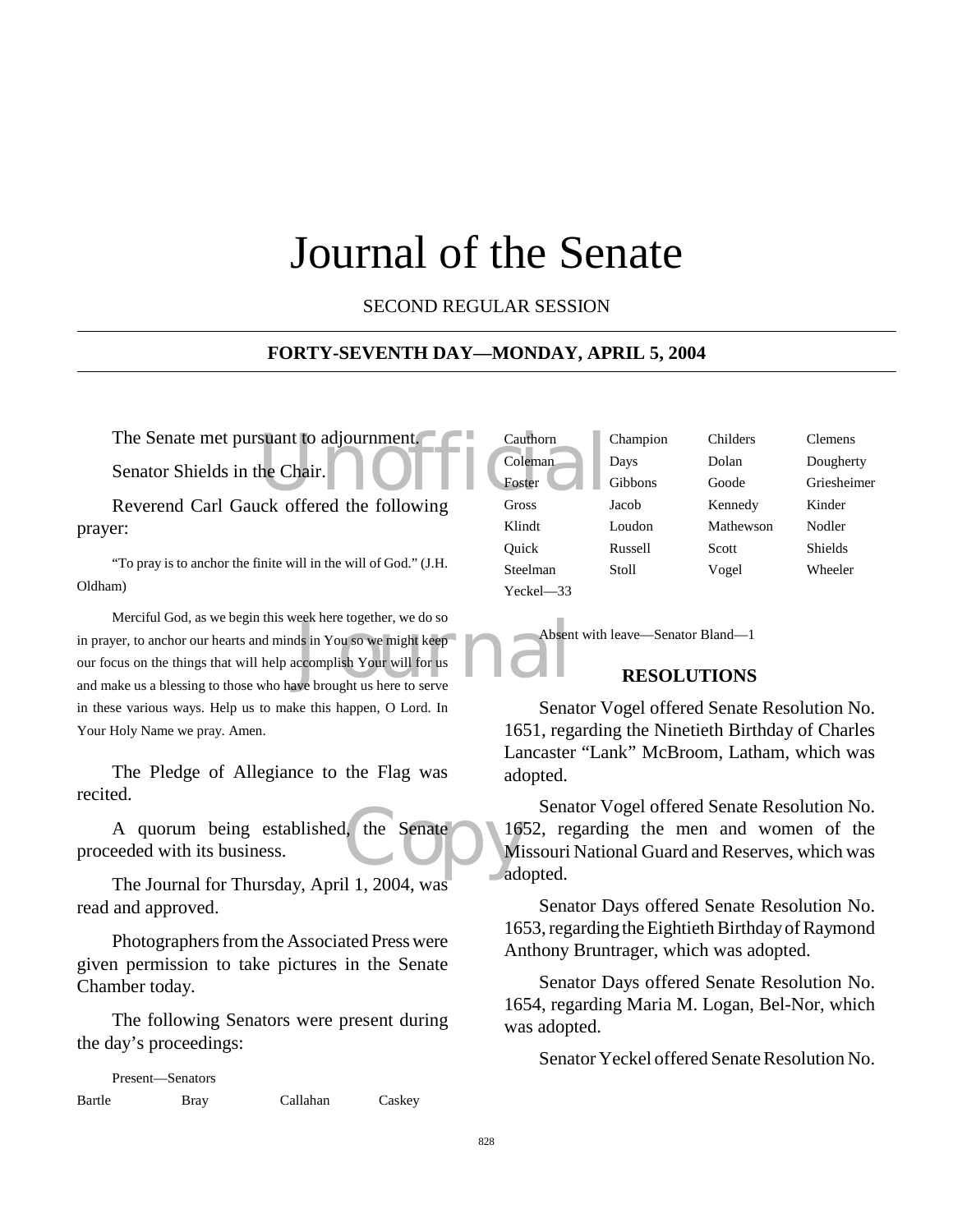# Journal of the Senate

SECOND REGULAR SESSION

**FORTY-SEVENTH DAY—MONDAY, APRIL 5, 2004**

The Senate met pursuant to adjournment.

Senator Shields in the Chair.

Reverend Carl Gauck offered the following prayer:

"To pray is to anchor the finite will in the will of God." (J.H. Oldham)

Merciful God, as we begin this week here together, we do so in prayer, to anchor our hearts and minds in You so we might keep our focus on the things that will help accomplish Your will for us and make us a blessing to those who have brought us here to serve in these various ways. Help us to make this happen, O Lord. In Your Holy Name we pray. Amen.

The Pledge of Allegiance to the Flag was recited.

A quorum being established, the Senate proceeded with its business.

The Journal for Thursday, April 1, 2004, was read and approved.

Photographers from the Associated Press were given permission to take pictures in the Senate Chamber today.

The following Senators were present during the day's proceedings:

Present—Senators

| | | | |
|---|---|---|---|
| Bartle | Bray | Callahan | Caskey |
| Cauthorn | Champion | Childers | Clemens |
| Coleman | Days | Dolan | Dougherty |
| Foster | Gibbons | Goode | Griesheimer |
| Gross | Jacob | Kennedy | Kinder |
| Klindt | Loudon | Mathewson | Nodler |
| Quick | Russell | Scott | Shields |
| Steelman | Stoll | Vogel | Wheeler |
| Yeckel—33 | | | |

Absent with leave—Senator Bland—1

## RESOLUTIONS

Senator Vogel offered Senate Resolution No. 1651, regarding the Ninetieth Birthday of Charles Lancaster "Lank" McBroom, Latham, which was adopted.

Senator Vogel offered Senate Resolution No. 1652, regarding the men and women of the Missouri National Guard and Reserves, which was adopted.

Senator Days offered Senate Resolution No. 1653, regarding the Eightieth Birthday of Raymond Anthony Bruntrager, which was adopted.

Senator Days offered Senate Resolution No. 1654, regarding Maria M. Logan, Bel-Nor, which was adopted.

Senator Yeckel offered Senate Resolution No.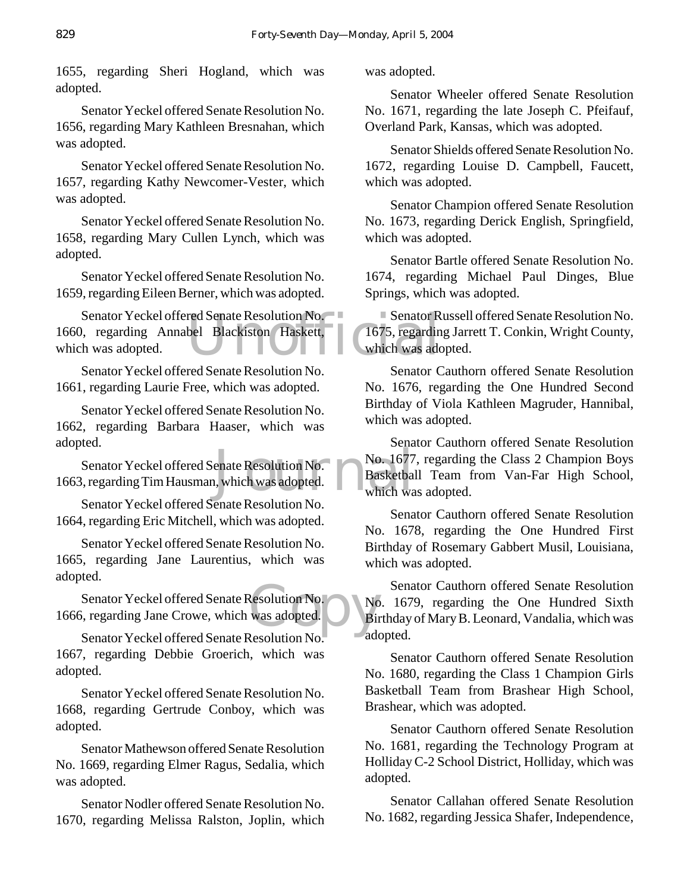1655, regarding Sheri Hogland, which was adopted.

Senator Yeckel offered Senate Resolution No. 1656, regarding Mary Kathleen Bresnahan, which was adopted.

Senator Yeckel offered Senate Resolution No. 1657, regarding Kathy Newcomer-Vester, which was adopted.

Senator Yeckel offered Senate Resolution No. 1658, regarding Mary Cullen Lynch, which was adopted.

Senator Yeckel offered Senate Resolution No. 1659, regarding Eileen Berner, which was adopted.

Senator Yeckel offered Senate Resolution No. 1660, regarding Annabel Blackiston Haskett, which was adopted.

Senator Yeckel offered Senate Resolution No. 1661, regarding Laurie Free, which was adopted.

Senator Yeckel offered Senate Resolution No. 1662, regarding Barbara Haaser, which was adopted.

Senator Yeckel offered Senate Resolution No. 1663, regarding Tim Hausman, which was adopted.

Senator Yeckel offered Senate Resolution No. 1664, regarding Eric Mitchell, which was adopted.

Senator Yeckel offered Senate Resolution No. 1665, regarding Jane Laurentius, which was adopted.

Senator Yeckel offered Senate Resolution No. 1666, regarding Jane Crowe, which was adopted.

Senator Yeckel offered Senate Resolution No. 1667, regarding Debbie Groerich, which was adopted.

Senator Yeckel offered Senate Resolution No. 1668, regarding Gertrude Conboy, which was adopted.

Senator Mathewson offered Senate Resolution No. 1669, regarding Elmer Ragus, Sedalia, which was adopted.

Senator Nodler offered Senate Resolution No. 1670, regarding Melissa Ralston, Joplin, which was adopted.

Senator Wheeler offered Senate Resolution No. 1671, regarding the late Joseph C. Pfeifauf, Overland Park, Kansas, which was adopted.

Senator Shields offered Senate Resolution No. 1672, regarding Louise D. Campbell, Faucett, which was adopted.

Senator Champion offered Senate Resolution No. 1673, regarding Derick English, Springfield, which was adopted.

Senator Bartle offered Senate Resolution No. 1674, regarding Michael Paul Dinges, Blue Springs, which was adopted.

Senator Russell offered Senate Resolution No. 1675, regarding Jarrett T. Conkin, Wright County, which was adopted.

Senator Cauthorn offered Senate Resolution No. 1676, regarding the One Hundred Second Birthday of Viola Kathleen Magruder, Hannibal, which was adopted.

Senator Cauthorn offered Senate Resolution No. 1677, regarding the Class 2 Champion Boys Basketball Team from Van-Far High School, which was adopted.

Senator Cauthorn offered Senate Resolution No. 1678, regarding the One Hundred First Birthday of Rosemary Gabbert Musil, Louisiana, which was adopted.

Senator Cauthorn offered Senate Resolution No. 1679, regarding the One Hundred Sixth Birthday of Mary B. Leonard, Vandalia, which was adopted.

Senator Cauthorn offered Senate Resolution No. 1680, regarding the Class 1 Champion Girls Basketball Team from Brashear High School, Brashear, which was adopted.

Senator Cauthorn offered Senate Resolution No. 1681, regarding the Technology Program at Holliday C-2 School District, Holliday, which was adopted.

Senator Callahan offered Senate Resolution No. 1682, regarding Jessica Shafer, Independence,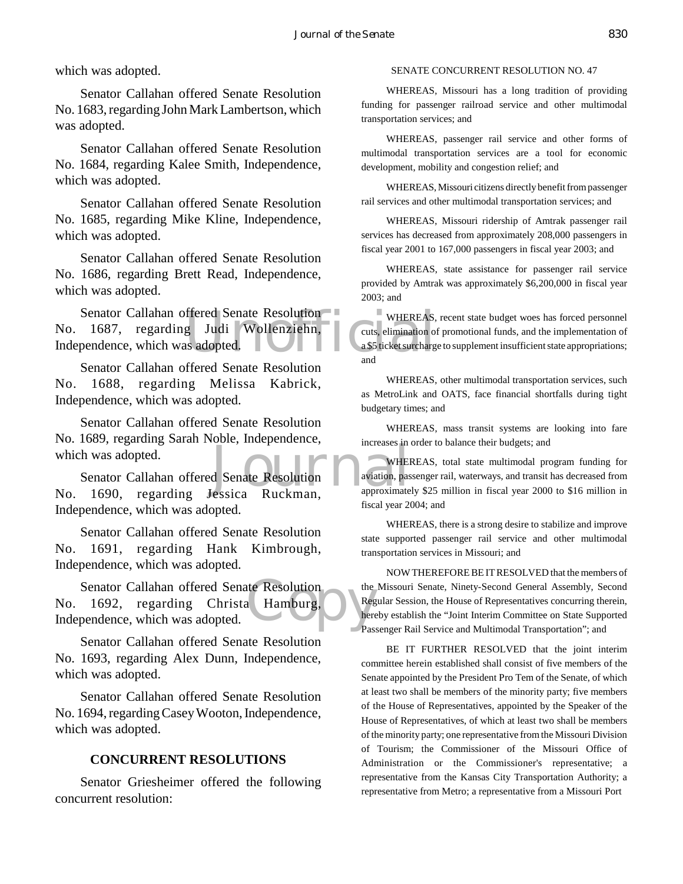which was adopted.

Senator Callahan offered Senate Resolution No. 1683, regarding John Mark Lambertson, which was adopted.

Senator Callahan offered Senate Resolution No. 1684, regarding Kalee Smith, Independence, which was adopted.

Senator Callahan offered Senate Resolution No. 1685, regarding Mike Kline, Independence, which was adopted.

Senator Callahan offered Senate Resolution No. 1686, regarding Brett Read, Independence, which was adopted.

Senator Callahan offered Senate Resolution No. 1687, regarding Judi Wollenziehn, Independence, which was adopted.

Senator Callahan offered Senate Resolution No. 1688, regarding Melissa Kabrick, Independence, which was adopted.

Senator Callahan offered Senate Resolution No. 1689, regarding Sarah Noble, Independence, which was adopted.

Senator Callahan offered Senate Resolution No. 1690, regarding Jessica Ruckman, Independence, which was adopted.

Senator Callahan offered Senate Resolution No. 1691, regarding Hank Kimbrough, Independence, which was adopted.

Senator Callahan offered Senate Resolution No. 1692, regarding Christa Hamburg, Independence, which was adopted.

Senator Callahan offered Senate Resolution No. 1693, regarding Alex Dunn, Independence, which was adopted.

Senator Callahan offered Senate Resolution No. 1694, regarding Casey Wooton, Independence, which was adopted.

## CONCURRENT RESOLUTIONS

Senator Griesheimer offered the following concurrent resolution:

SENATE CONCURRENT RESOLUTION NO. 47

WHEREAS, Missouri has a long tradition of providing funding for passenger railroad service and other multimodal transportation services; and

WHEREAS, passenger rail service and other forms of multimodal transportation services are a tool for economic development, mobility and congestion relief; and

WHEREAS, Missouri citizens directly benefit from passenger rail services and other multimodal transportation services; and

WHEREAS, Missouri ridership of Amtrak passenger rail services has decreased from approximately 208,000 passengers in fiscal year 2001 to 167,000 passengers in fiscal year 2003; and

WHEREAS, state assistance for passenger rail service provided by Amtrak was approximately $6,200,000 in fiscal year 2003; and

WHEREAS, recent state budget woes has forced personnel cuts, elimination of promotional funds, and the implementation of a $5 ticket surcharge to supplement insufficient state appropriations; and

WHEREAS, other multimodal transportation services, such as MetroLink and OATS, face financial shortfalls during tight budgetary times; and

WHEREAS, mass transit systems are looking into fare increases in order to balance their budgets; and

WHEREAS, total state multimodal program funding for aviation, passenger rail, waterways, and transit has decreased from approximately $25 million in fiscal year 2000 to $16 million in fiscal year 2004; and

WHEREAS, there is a strong desire to stabilize and improve state supported passenger rail service and other multimodal transportation services in Missouri; and

NOW THEREFORE BE IT RESOLVED that the members of the Missouri Senate, Ninety-Second General Assembly, Second Regular Session, the House of Representatives concurring therein, hereby establish the "Joint Interim Committee on State Supported Passenger Rail Service and Multimodal Transportation"; and

BE IT FURTHER RESOLVED that the joint interim committee herein established shall consist of five members of the Senate appointed by the President Pro Tem of the Senate, of which at least two shall be members of the minority party; five members of the House of Representatives, appointed by the Speaker of the House of Representatives, of which at least two shall be members of the minority party; one representative from the Missouri Division of Tourism; the Commissioner of the Missouri Office of Administration or the Commissioner's representative; a representative from the Kansas City Transportation Authority; a representative from Metro; a representative from a Missouri Port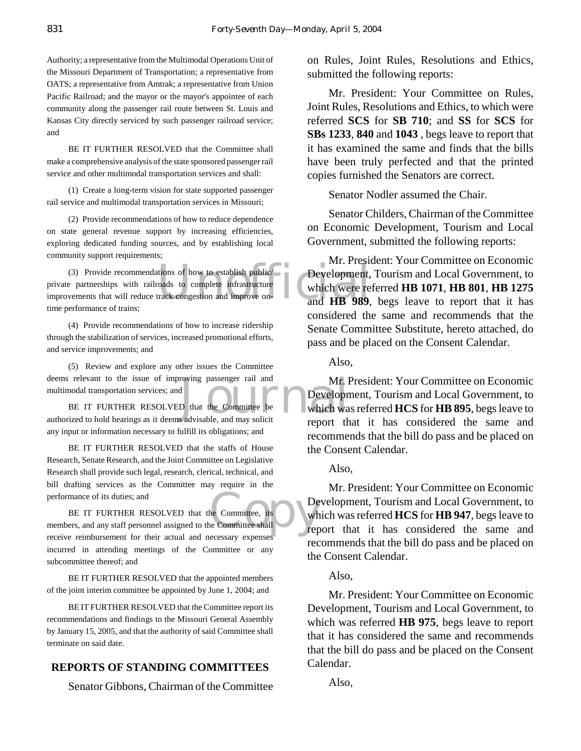Authority; a representative from the Multimodal Operations Unit of the Missouri Department of Transportation; a representative from OATS; a representative from Amtrak; a representative from Union Pacific Railroad; and the mayor or the mayor's appointee of each community along the passenger rail route between St. Louis and Kansas City directly serviced by such passenger railroad service; and

BE IT FURTHER RESOLVED that the Committee shall make a comprehensive analysis of the state sponsored passenger rail service and other multimodal transportation services and shall:

(1) Create a long-term vision for state supported passenger rail service and multimodal transportation services in Missouri;

(2) Provide recommendations of how to reduce dependence on state general revenue support by increasing efficiencies, exploring dedicated funding sources, and by establishing local community support requirements;

(3) Provide recommendations of how to establish public/private partnerships with railroads to complete infrastructure improvements that will reduce track congestion and improve on-time performance of trains;

(4) Provide recommendations of how to increase ridership through the stabilization of services, increased promotional efforts, and service improvements; and

(5) Review and explore any other issues the Committee deems relevant to the issue of improving passenger rail and multimodal transportation services; and

BE IT FURTHER RESOLVED that the Committee be authorized to hold hearings as it deems advisable, and may solicit any input or information necessary to fulfill its obligations; and

BE IT FURTHER RESOLVED that the staffs of House Research, Senate Research, and the Joint Committee on Legislative Research shall provide such legal, research, clerical, technical, and bill drafting services as the Committee may require in the performance of its duties; and

BE IT FURTHER RESOLVED that the Committee, its members, and any staff personnel assigned to the Committee shall receive reimbursement for their actual and necessary expenses incurred in attending meetings of the Committee or any subcommittee thereof; and

BE IT FURTHER RESOLVED that the appointed members of the joint interim committee be appointed by June 1, 2004; and

BE IT FURTHER RESOLVED that the Committee report its recommendations and findings to the Missouri General Assembly by January 15, 2005, and that the authority of said Committee shall terminate on said date.

## REPORTS OF STANDING COMMITTEES

Senator Gibbons, Chairman of the Committee on Rules, Joint Rules, Resolutions and Ethics, submitted the following reports:

Mr. President: Your Committee on Rules, Joint Rules, Resolutions and Ethics, to which were referred **SCS** for **SB 710**; and **SS** for **SCS** for **SBs 1233**, **840** and **1043** , begs leave to report that it has examined the same and finds that the bills have been truly perfected and that the printed copies furnished the Senators are correct.

Senator Nodler assumed the Chair.

Senator Childers, Chairman of the Committee on Economic Development, Tourism and Local Government, submitted the following reports:

Mr. President: Your Committee on Economic Development, Tourism and Local Government, to which were referred **HB 1071**, **HB 801**, **HB 1275** and **HB 989**, begs leave to report that it has considered the same and recommends that the Senate Committee Substitute, hereto attached, do pass and be placed on the Consent Calendar.

Also,

Mr. President: Your Committee on Economic Development, Tourism and Local Government, to which was referred **HCS** for **HB 895**, begs leave to report that it has considered the same and recommends that the bill do pass and be placed on the Consent Calendar.

Also,

Mr. President: Your Committee on Economic Development, Tourism and Local Government, to which was referred **HCS** for **HB 947**, begs leave to report that it has considered the same and recommends that the bill do pass and be placed on the Consent Calendar.

Also,

Mr. President: Your Committee on Economic Development, Tourism and Local Government, to which was referred **HB 975**, begs leave to report that it has considered the same and recommends that the bill do pass and be placed on the Consent Calendar.

Also,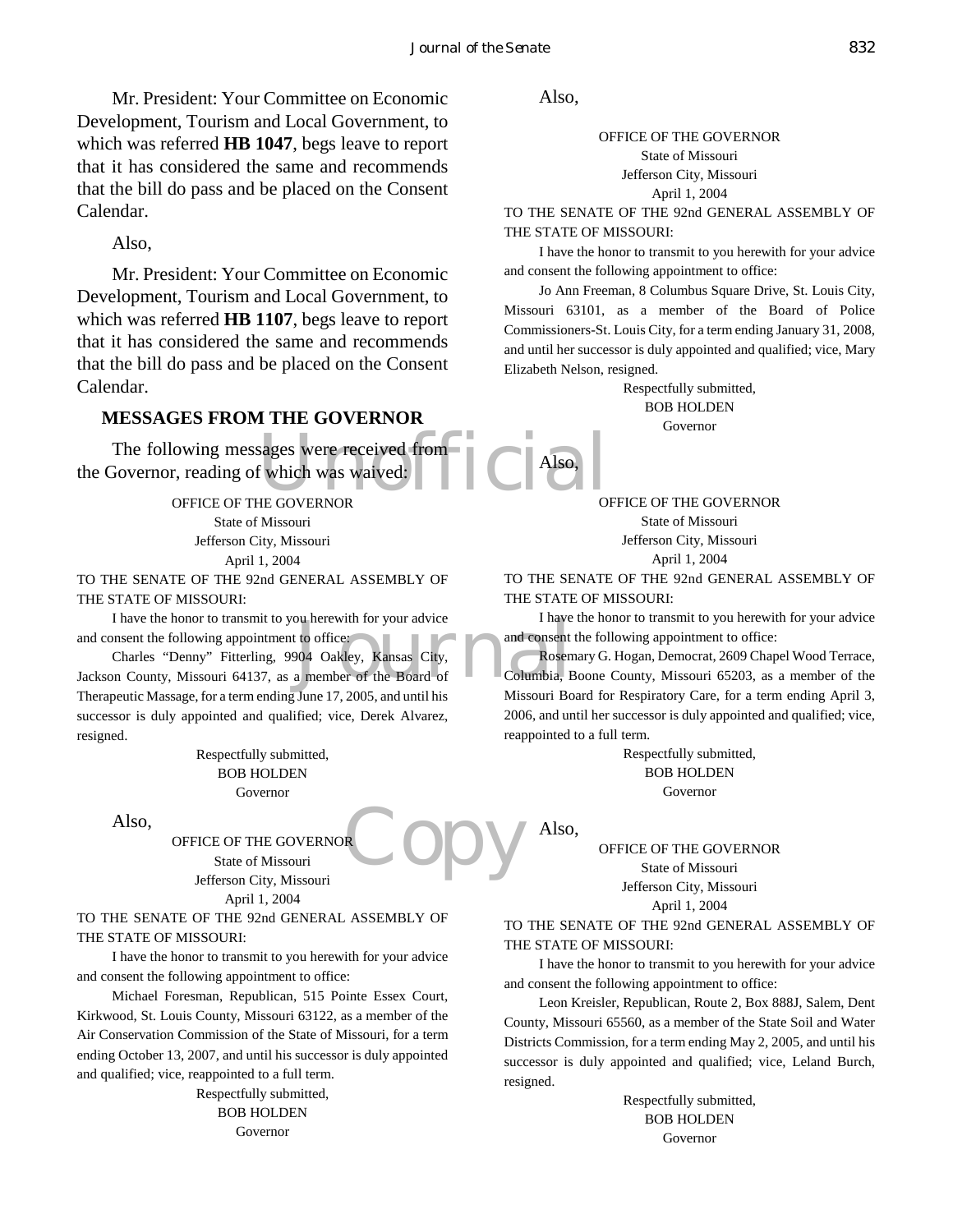Mr. President: Your Committee on Economic Development, Tourism and Local Government, to which was referred **HB 1047**, begs leave to report that it has considered the same and recommends that the bill do pass and be placed on the Consent Calendar.

Also,

Mr. President: Your Committee on Economic Development, Tourism and Local Government, to which was referred **HB 1107**, begs leave to report that it has considered the same and recommends that the bill do pass and be placed on the Consent Calendar.

## MESSAGES FROM THE GOVERNOR

The following messages were received from the Governor, reading of which was waived:

OFFICE OF THE GOVERNOR
State of Missouri
Jefferson City, Missouri
April 1, 2004

TO THE SENATE OF THE 92nd GENERAL ASSEMBLY OF THE STATE OF MISSOURI:

I have the honor to transmit to you herewith for your advice and consent the following appointment to office:

Charles "Denny" Fitterling, 9904 Oakley, Kansas City, Jackson County, Missouri 64137, as a member of the Board of Therapeutic Massage, for a term ending June 17, 2005, and until his successor is duly appointed and qualified; vice, Derek Alvarez, resigned.

Respectfully submitted,
BOB HOLDEN
Governor

Also,

OFFICE OF THE GOVERNOR
State of Missouri
Jefferson City, Missouri
April 1, 2004

TO THE SENATE OF THE 92nd GENERAL ASSEMBLY OF THE STATE OF MISSOURI:

I have the honor to transmit to you herewith for your advice and consent the following appointment to office:

Michael Foresman, Republican, 515 Pointe Essex Court, Kirkwood, St. Louis County, Missouri 63122, as a member of the Air Conservation Commission of the State of Missouri, for a term ending October 13, 2007, and until his successor is duly appointed and qualified; vice, reappointed to a full term.

Respectfully submitted,
BOB HOLDEN
Governor

Also,

OFFICE OF THE GOVERNOR
State of Missouri
Jefferson City, Missouri
April 1, 2004

TO THE SENATE OF THE 92nd GENERAL ASSEMBLY OF THE STATE OF MISSOURI:

I have the honor to transmit to you herewith for your advice and consent the following appointment to office:

Jo Ann Freeman, 8 Columbus Square Drive, St. Louis City, Missouri 63101, as a member of the Board of Police Commissioners-St. Louis City, for a term ending January 31, 2008, and until her successor is duly appointed and qualified; vice, Mary Elizabeth Nelson, resigned.

Respectfully submitted,
BOB HOLDEN
Governor

Also,

OFFICE OF THE GOVERNOR
State of Missouri
Jefferson City, Missouri
April 1, 2004

TO THE SENATE OF THE 92nd GENERAL ASSEMBLY OF THE STATE OF MISSOURI:

I have the honor to transmit to you herewith for your advice and consent the following appointment to office:

Rosemary G. Hogan, Democrat, 2609 Chapel Wood Terrace, Columbia, Boone County, Missouri 65203, as a member of the Missouri Board for Respiratory Care, for a term ending April 3, 2006, and until her successor is duly appointed and qualified; vice, reappointed to a full term.

Respectfully submitted,
BOB HOLDEN
Governor

Also,

OFFICE OF THE GOVERNOR
State of Missouri
Jefferson City, Missouri
April 1, 2004

TO THE SENATE OF THE 92nd GENERAL ASSEMBLY OF THE STATE OF MISSOURI:

I have the honor to transmit to you herewith for your advice and consent the following appointment to office:

Leon Kreisler, Republican, Route 2, Box 888J, Salem, Dent County, Missouri 65560, as a member of the State Soil and Water Districts Commission, for a term ending May 2, 2005, and until his successor is duly appointed and qualified; vice, Leland Burch, resigned.

Respectfully submitted,
BOB HOLDEN
Governor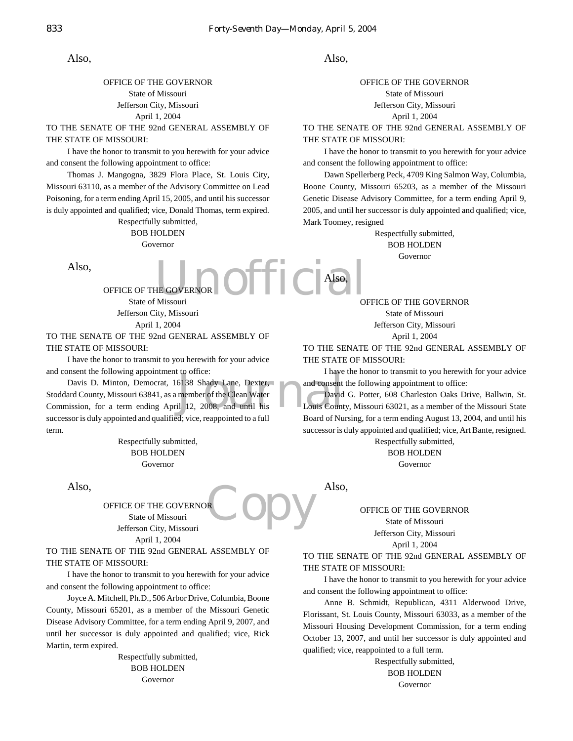Also,

OFFICE OF THE GOVERNOR
State of Missouri
Jefferson City, Missouri
April 1, 2004

TO THE SENATE OF THE 92nd GENERAL ASSEMBLY OF THE STATE OF MISSOURI:

I have the honor to transmit to you herewith for your advice and consent the following appointment to office:

Thomas J. Mangogna, 3829 Flora Place, St. Louis City, Missouri 63110, as a member of the Advisory Committee on Lead Poisoning, for a term ending April 15, 2005, and until his successor is duly appointed and qualified; vice, Donald Thomas, term expired.

Respectfully submitted,
BOB HOLDEN
Governor

Also,

OFFICE OF THE GOVERNOR
State of Missouri
Jefferson City, Missouri
April 1, 2004

TO THE SENATE OF THE 92nd GENERAL ASSEMBLY OF THE STATE OF MISSOURI:

I have the honor to transmit to you herewith for your advice and consent the following appointment to office:

Davis D. Minton, Democrat, 16138 Shady Lane, Dexter, Stoddard County, Missouri 63841, as a member of the Clean Water Commission, for a term ending April 12, 2008, and until his successor is duly appointed and qualified; vice, reappointed to a full term.

Respectfully submitted,
BOB HOLDEN
Governor

Also,

OFFICE OF THE GOVERNOR
State of Missouri
Jefferson City, Missouri
April 1, 2004

TO THE SENATE OF THE 92nd GENERAL ASSEMBLY OF THE STATE OF MISSOURI:

I have the honor to transmit to you herewith for your advice and consent the following appointment to office:

Joyce A. Mitchell, Ph.D., 506 Arbor Drive, Columbia, Boone County, Missouri 65201, as a member of the Missouri Genetic Disease Advisory Committee, for a term ending April 9, 2007, and until her successor is duly appointed and qualified; vice, Rick Martin, term expired.

Respectfully submitted,
BOB HOLDEN
Governor

Also,

OFFICE OF THE GOVERNOR
State of Missouri
Jefferson City, Missouri
April 1, 2004

TO THE SENATE OF THE 92nd GENERAL ASSEMBLY OF THE STATE OF MISSOURI:

I have the honor to transmit to you herewith for your advice and consent the following appointment to office:

Dawn Spellerberg Peck, 4709 King Salmon Way, Columbia, Boone County, Missouri 65203, as a member of the Missouri Genetic Disease Advisory Committee, for a term ending April 9, 2005, and until her successor is duly appointed and qualified; vice, Mark Toomey, resigned

Respectfully submitted,
BOB HOLDEN
Governor

Also,

OFFICE OF THE GOVERNOR
State of Missouri
Jefferson City, Missouri
April 1, 2004

TO THE SENATE OF THE 92nd GENERAL ASSEMBLY OF THE STATE OF MISSOURI:

I have the honor to transmit to you herewith for your advice and consent the following appointment to office:

David G. Potter, 608 Charleston Oaks Drive, Ballwin, St. Louis County, Missouri 63021, as a member of the Missouri State Board of Nursing, for a term ending August 13, 2004, and until his successor is duly appointed and qualified; vice, Art Bante, resigned.

Respectfully submitted,
BOB HOLDEN
Governor

Also,

OFFICE OF THE GOVERNOR
State of Missouri
Jefferson City, Missouri
April 1, 2004

TO THE SENATE OF THE 92nd GENERAL ASSEMBLY OF THE STATE OF MISSOURI:

I have the honor to transmit to you herewith for your advice and consent the following appointment to office:

Anne B. Schmidt, Republican, 4311 Alderwood Drive, Florissant, St. Louis County, Missouri 63033, as a member of the Missouri Housing Development Commission, for a term ending October 13, 2007, and until her successor is duly appointed and qualified; vice, reappointed to a full term.

Respectfully submitted,
BOB HOLDEN
Governor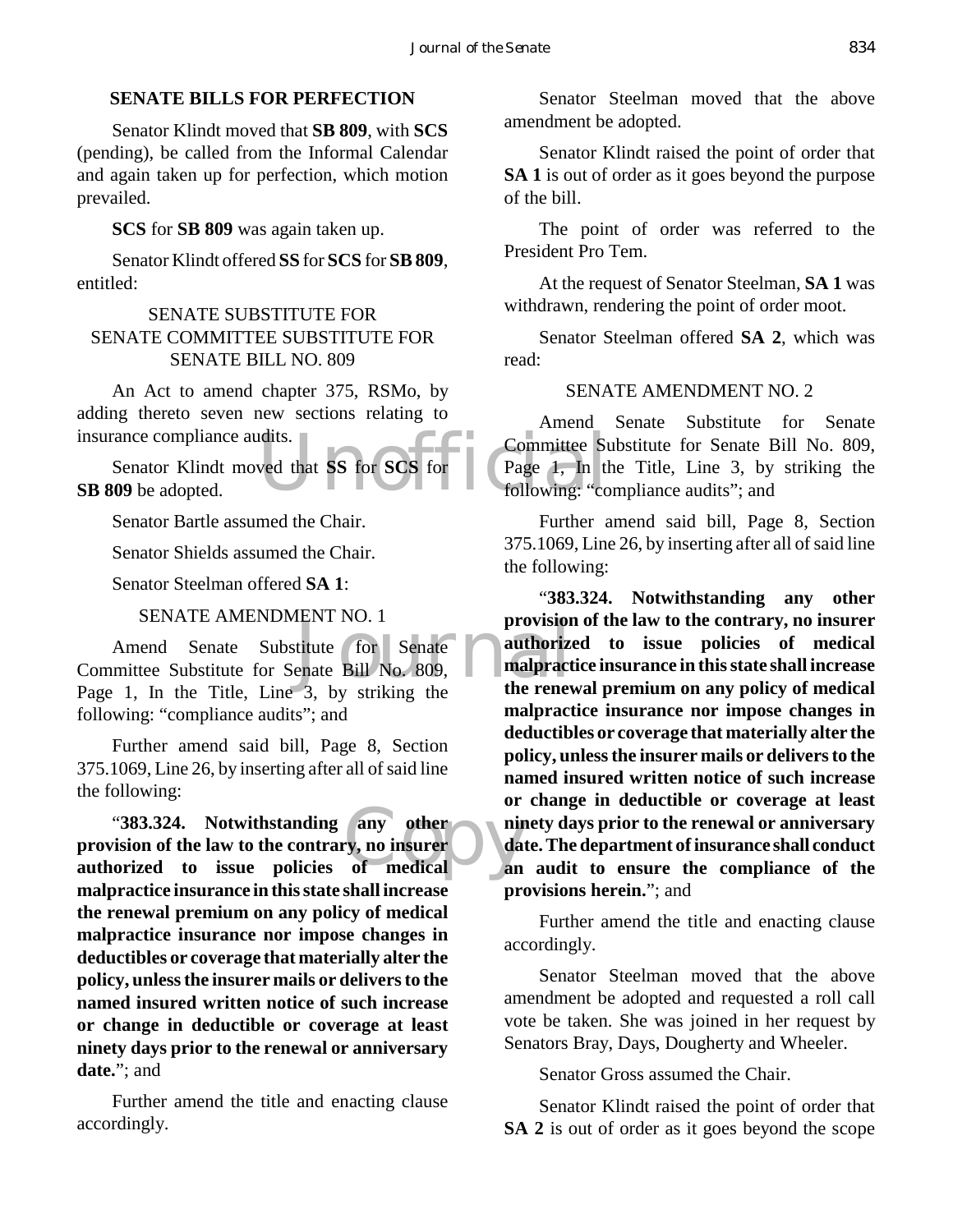## SENATE BILLS FOR PERFECTION

Senator Klindt moved that **SB 809**, with **SCS** (pending), be called from the Informal Calendar and again taken up for perfection, which motion prevailed.

**SCS** for **SB 809** was again taken up.

Senator Klindt offered **SS** for **SCS** for **SB 809**, entitled:

SENATE SUBSTITUTE FOR
SENATE COMMITTEE SUBSTITUTE FOR
SENATE BILL NO. 809

An Act to amend chapter 375, RSMo, by adding thereto seven new sections relating to insurance compliance audits.

Senator Klindt moved that **SS** for **SCS** for **SB 809** be adopted.

Senator Bartle assumed the Chair.

Senator Shields assumed the Chair.

Senator Steelman offered **SA 1**:

SENATE AMENDMENT NO. 1

Amend Senate Substitute for Senate Committee Substitute for Senate Bill No. 809, Page 1, In the Title, Line 3, by striking the following: "compliance audits"; and

Further amend said bill, Page 8, Section 375.1069, Line 26, by inserting after all of said line the following:

"**383.324. Notwithstanding any other provision of the law to the contrary, no insurer authorized to issue policies of medical malpractice insurance in this state shall increase the renewal premium on any policy of medical malpractice insurance nor impose changes in deductibles or coverage that materially alter the policy, unless the insurer mails or delivers to the named insured written notice of such increase or change in deductible or coverage at least ninety days prior to the renewal or anniversary date.**"; and

Further amend the title and enacting clause accordingly.

Senator Steelman moved that the above amendment be adopted.

Senator Klindt raised the point of order that **SA 1** is out of order as it goes beyond the purpose of the bill.

The point of order was referred to the President Pro Tem.

At the request of Senator Steelman, **SA 1** was withdrawn, rendering the point of order moot.

Senator Steelman offered **SA 2**, which was read:

SENATE AMENDMENT NO. 2

Amend Senate Substitute for Senate Committee Substitute for Senate Bill No. 809, Page 1, In the Title, Line 3, by striking the following: "compliance audits"; and

Further amend said bill, Page 8, Section 375.1069, Line 26, by inserting after all of said line the following:

"**383.324. Notwithstanding any other provision of the law to the contrary, no insurer authorized to issue policies of medical malpractice insurance in this state shall increase the renewal premium on any policy of medical malpractice insurance nor impose changes in deductibles or coverage that materially alter the policy, unless the insurer mails or delivers to the named insured written notice of such increase or change in deductible or coverage at least ninety days prior to the renewal or anniversary date. The department of insurance shall conduct an audit to ensure the compliance of the provisions herein.**"; and

Further amend the title and enacting clause accordingly.

Senator Steelman moved that the above amendment be adopted and requested a roll call vote be taken. She was joined in her request by Senators Bray, Days, Dougherty and Wheeler.

Senator Gross assumed the Chair.

Senator Klindt raised the point of order that **SA 2** is out of order as it goes beyond the scope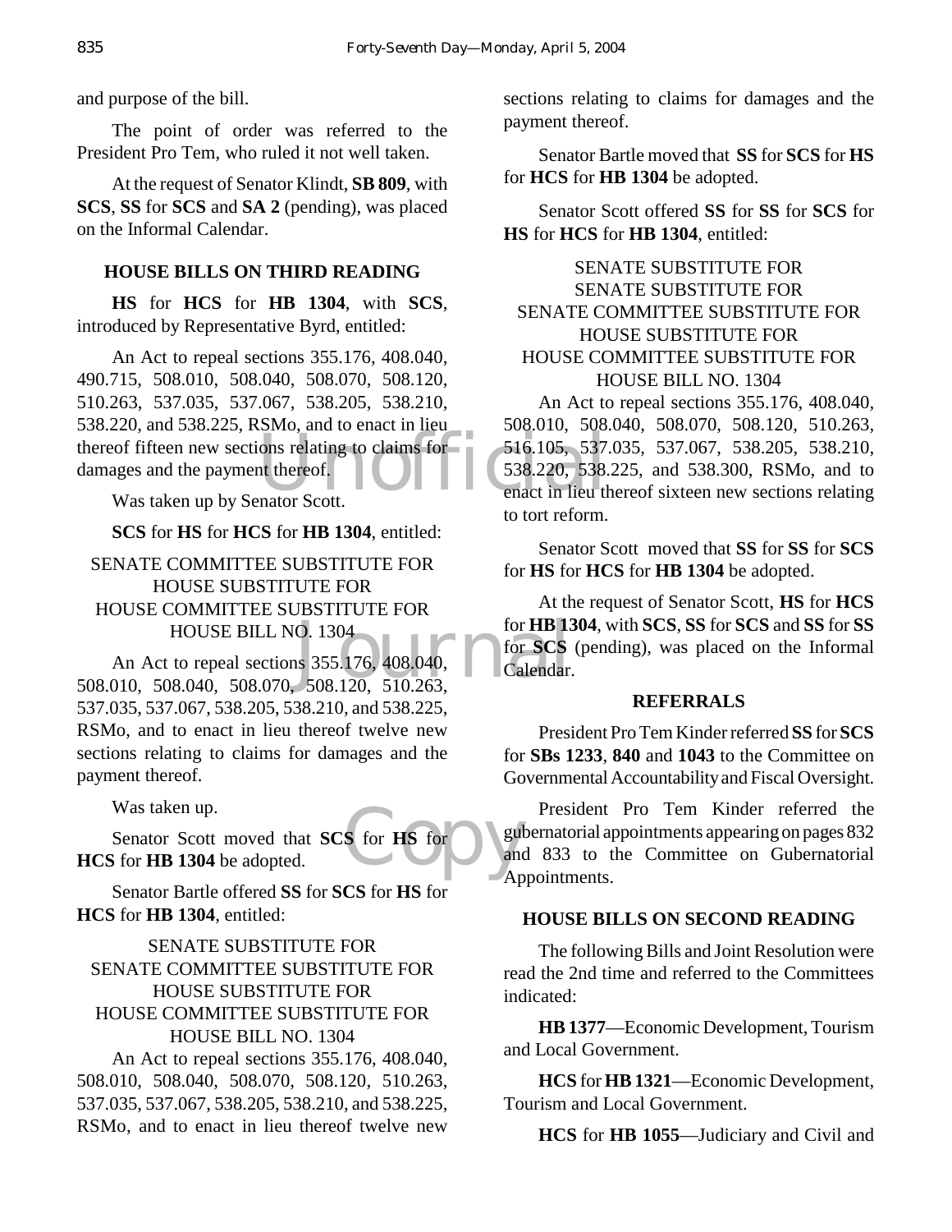and purpose of the bill.

The point of order was referred to the President Pro Tem, who ruled it not well taken.

At the request of Senator Klindt, **SB 809**, with **SCS**, **SS** for **SCS** and **SA 2** (pending), was placed on the Informal Calendar.

## HOUSE BILLS ON THIRD READING

**HS** for **HCS** for **HB 1304**, with **SCS**, introduced by Representative Byrd, entitled:

An Act to repeal sections 355.176, 408.040, 490.715, 508.010, 508.040, 508.070, 508.120, 510.263, 537.035, 537.067, 538.205, 538.210, 538.220, and 538.225, RSMo, and to enact in lieu thereof fifteen new sections relating to claims for damages and the payment thereof.

Was taken up by Senator Scott.

**SCS** for **HS** for **HCS** for **HB 1304**, entitled:

SENATE COMMITTEE SUBSTITUTE FOR HOUSE SUBSTITUTE FOR HOUSE COMMITTEE SUBSTITUTE FOR HOUSE BILL NO. 1304

An Act to repeal sections 355.176, 408.040, 508.010, 508.040, 508.070, 508.120, 510.263, 537.035, 537.067, 538.205, 538.210, and 538.225, RSMo, and to enact in lieu thereof twelve new sections relating to claims for damages and the payment thereof.

Was taken up.

Senator Scott moved that **SCS** for **HS** for **HCS** for **HB 1304** be adopted.

Senator Bartle offered **SS** for **SCS** for **HS** for **HCS** for **HB 1304**, entitled:

SENATE SUBSTITUTE FOR SENATE COMMITTEE SUBSTITUTE FOR HOUSE SUBSTITUTE FOR HOUSE COMMITTEE SUBSTITUTE FOR HOUSE BILL NO. 1304

An Act to repeal sections 355.176, 408.040, 508.010, 508.040, 508.070, 508.120, 510.263, 537.035, 537.067, 538.205, 538.210, and 538.225, RSMo, and to enact in lieu thereof twelve new sections relating to claims for damages and the payment thereof.

Senator Bartle moved that **SS** for **SCS** for **HS** for **HCS** for **HB 1304** be adopted.

Senator Scott offered **SS** for **SS** for **SCS** for **HS** for **HCS** for **HB 1304**, entitled:

SENATE SUBSTITUTE FOR SENATE SUBSTITUTE FOR SENATE COMMITTEE SUBSTITUTE FOR HOUSE SUBSTITUTE FOR HOUSE COMMITTEE SUBSTITUTE FOR HOUSE BILL NO. 1304

An Act to repeal sections 355.176, 408.040, 508.010, 508.040, 508.070, 508.120, 510.263, 516.105, 537.035, 537.067, 538.205, 538.210, 538.220, 538.225, and 538.300, RSMo, and to enact in lieu thereof sixteen new sections relating to tort reform.

Senator Scott moved that **SS** for **SS** for **SCS** for **HS** for **HCS** for **HB 1304** be adopted.

At the request of Senator Scott, **HS** for **HCS** for **HB 1304**, with **SCS**, **SS** for **SCS** and **SS** for **SS** for **SCS** (pending), was placed on the Informal Calendar.

## REFERRALS

President Pro Tem Kinder referred **SS** for **SCS** for **SBs 1233**, **840** and **1043** to the Committee on Governmental Accountability and Fiscal Oversight.

President Pro Tem Kinder referred the gubernatorial appointments appearing on pages 832 and 833 to the Committee on Gubernatorial Appointments.

## HOUSE BILLS ON SECOND READING

The following Bills and Joint Resolution were read the 2nd time and referred to the Committees indicated:

**HB 1377**—Economic Development, Tourism and Local Government.

**HCS** for **HB 1321**—Economic Development, Tourism and Local Government.

**HCS** for **HB 1055**—Judiciary and Civil and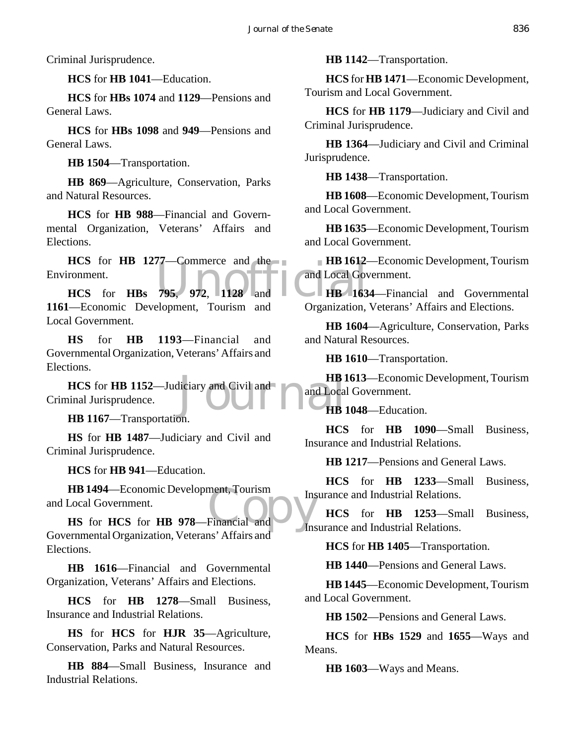Criminal Jurisprudence.

**HCS** for **HB 1041**—Education.

**HCS** for **HBs 1074** and **1129**—Pensions and General Laws.

**HCS** for **HBs 1098** and **949**—Pensions and General Laws.

**HB 1504**—Transportation.

**HB 869**—Agriculture, Conservation, Parks and Natural Resources.

**HCS** for **HB 988**—Financial and Governmental Organization, Veterans' Affairs and Elections.

**HCS** for **HB 1277**—Commerce and the Environment.

**HCS** for **HBs 795**, **972**, **1128** and **1161**—Economic Development, Tourism and Local Government.

**HS** for **HB 1193**—Financial and Governmental Organization, Veterans' Affairs and Elections.

**HCS** for **HB 1152**—Judiciary and Civil and Criminal Jurisprudence.

**HB 1167**—Transportation.

**HS** for **HB 1487**—Judiciary and Civil and Criminal Jurisprudence.

**HCS** for **HB 941**—Education.

**HB 1494**—Economic Development, Tourism and Local Government.

**HS** for **HCS** for **HB 978**—Financial and Governmental Organization, Veterans' Affairs and Elections.

**HB 1616**—Financial and Governmental Organization, Veterans' Affairs and Elections.

**HCS** for **HB 1278**—Small Business, Insurance and Industrial Relations.

**HS** for **HCS** for **HJR 35**—Agriculture, Conservation, Parks and Natural Resources.

**HB 884**—Small Business, Insurance and Industrial Relations.

**HB 1142**—Transportation.

**HCS** for **HB 1471**—Economic Development, Tourism and Local Government.

**HCS** for **HB 1179**—Judiciary and Civil and Criminal Jurisprudence.

**HB 1364**—Judiciary and Civil and Criminal Jurisprudence.

**HB 1438**—Transportation.

**HB 1608**—Economic Development, Tourism and Local Government.

**HB 1635**—Economic Development, Tourism and Local Government.

**HB 1612**—Economic Development, Tourism and Local Government.

**HB 1634**—Financial and Governmental Organization, Veterans' Affairs and Elections.

**HB 1604**—Agriculture, Conservation, Parks and Natural Resources.

**HB 1610**—Transportation.

**HB 1613**—Economic Development, Tourism and Local Government.

**HB 1048**—Education.

**HCS** for **HB 1090**—Small Business, Insurance and Industrial Relations.

**HB 1217**—Pensions and General Laws.

**HCS** for **HB 1233**—Small Business, Insurance and Industrial Relations.

**HCS** for **HB 1253**—Small Business, Insurance and Industrial Relations.

**HCS** for **HB 1405**—Transportation.

**HB 1440**—Pensions and General Laws.

**HB 1445**—Economic Development, Tourism and Local Government.

**HB 1502**—Pensions and General Laws.

**HCS** for **HBs 1529** and **1655**—Ways and Means.

**HB 1603**—Ways and Means.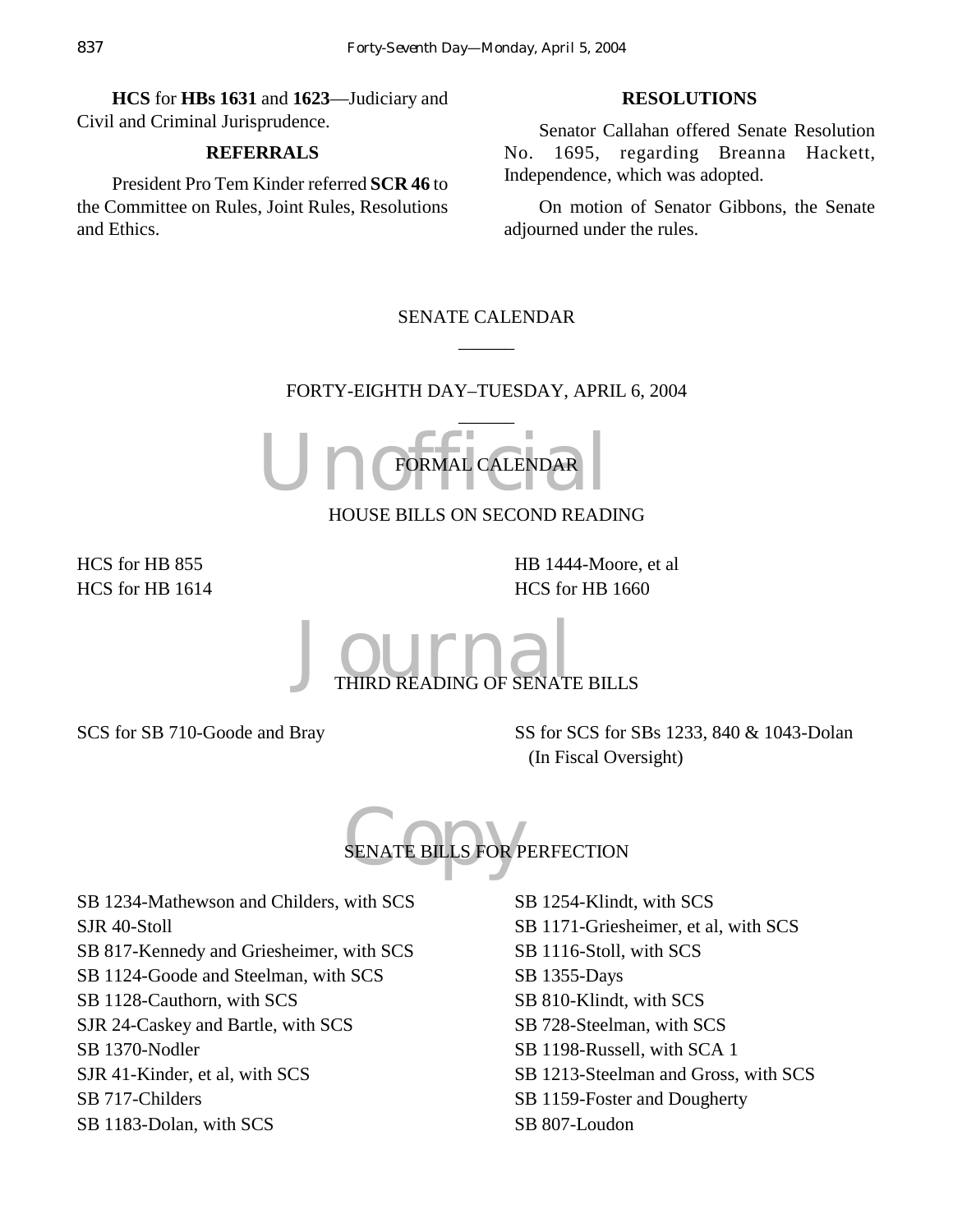**HCS** for **HBs 1631** and **1623**—Judiciary and Civil and Criminal Jurisprudence.

### REFERRALS

President Pro Tem Kinder referred **SCR 46** to the Committee on Rules, Joint Rules, Resolutions and Ethics.

### RESOLUTIONS

Senator Callahan offered Senate Resolution No. 1695, regarding Breanna Hackett, Independence, which was adopted.

On motion of Senator Gibbons, the Senate adjourned under the rules.

## SENATE CALENDAR

______

## FORTY-EIGHTH DAY–TUESDAY, APRIL 6, 2004

______

### FORMAL CALENDAR

### HOUSE BILLS ON SECOND READING

HCS for HB 855
HCS for HB 1614
HB 1444-Moore, et al
HCS for HB 1660

### THIRD READING OF SENATE BILLS

SCS for SB 710-Goode and Bray
SS for SCS for SBs 1233, 840 & 1043-Dolan (In Fiscal Oversight)

### SENATE BILLS FOR PERFECTION

SB 1234-Mathewson and Childers, with SCS
SJR 40-Stoll
SB 817-Kennedy and Griesheimer, with SCS
SB 1124-Goode and Steelman, with SCS
SB 1128-Cauthorn, with SCS
SJR 24-Caskey and Bartle, with SCS
SB 1370-Nodler
SJR 41-Kinder, et al, with SCS
SB 717-Childers
SB 1183-Dolan, with SCS
SB 1254-Klindt, with SCS
SB 1171-Griesheimer, et al, with SCS
SB 1116-Stoll, with SCS
SB 1355-Days
SB 810-Klindt, with SCS
SB 728-Steelman, with SCS
SB 1198-Russell, with SCA 1
SB 1213-Steelman and Gross, with SCS
SB 1159-Foster and Dougherty
SB 807-Loudon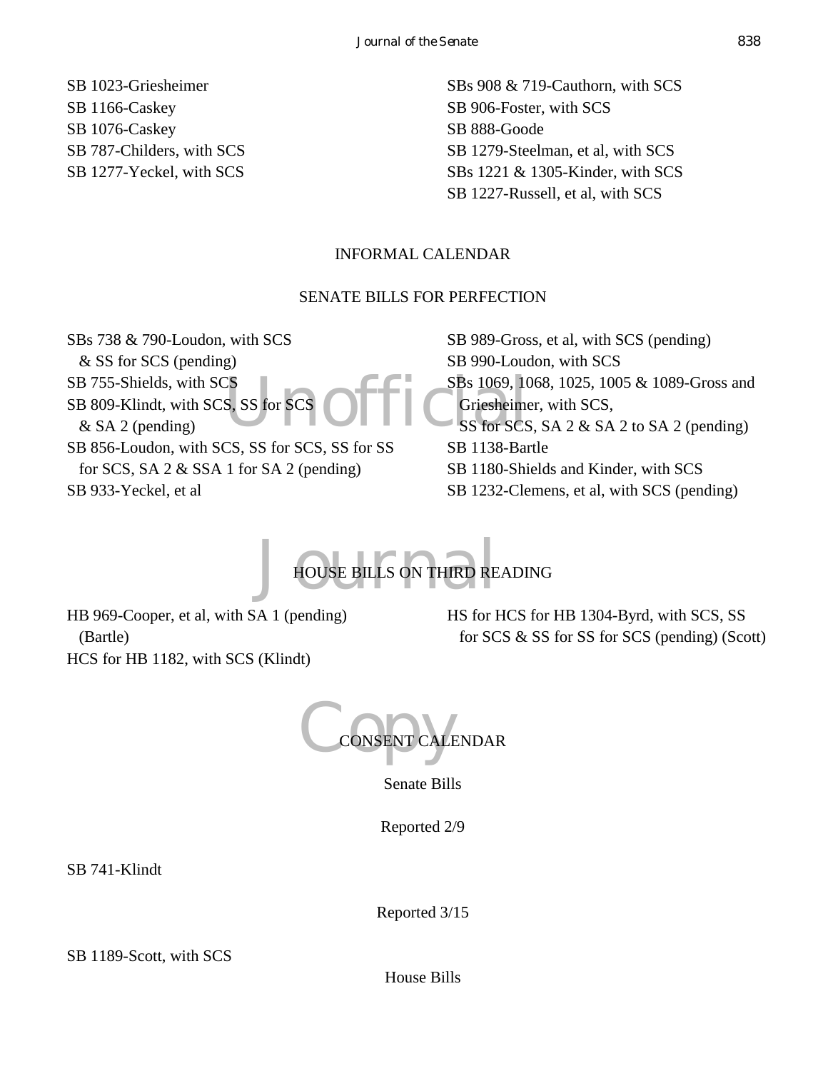SB 1023-Griesheimer
SB 1166-Caskey
SB 1076-Caskey
SB 787-Childers, with SCS
SB 1277-Yeckel, with SCS
SBs 908 & 719-Cauthorn, with SCS
SB 906-Foster, with SCS
SB 888-Goode
SB 1279-Steelman, et al, with SCS
SBs 1221 & 1305-Kinder, with SCS
SB 1227-Russell, et al, with SCS

## INFORMAL CALENDAR

### SENATE BILLS FOR PERFECTION

SBs 738 & 790-Loudon, with SCS & SS for SCS (pending)
SB 755-Shields, with SCS
SB 809-Klindt, with SCS, SS for SCS & SA 2 (pending)
SB 856-Loudon, with SCS, SS for SCS, SS for SS for SCS, SA 2 & SSA 1 for SA 2 (pending)
SB 933-Yeckel, et al
SB 989-Gross, et al, with SCS (pending)
SB 990-Loudon, with SCS
SBs 1069, 1068, 1025, 1005 & 1089-Gross and Griesheimer, with SCS, SS for SCS, SA 2 & SA 2 to SA 2 (pending)
SB 1138-Bartle
SB 1180-Shields and Kinder, with SCS
SB 1232-Clemens, et al, with SCS (pending)

### HOUSE BILLS ON THIRD READING

HB 969-Cooper, et al, with SA 1 (pending) (Bartle)
HCS for HB 1182, with SCS (Klindt)
HS for HCS for HB 1304-Byrd, with SCS, SS for SCS & SS for SS for SCS (pending) (Scott)

## CONSENT CALENDAR

### Senate Bills

Reported 2/9

SB 741-Klindt

Reported 3/15

SB 1189-Scott, with SCS

### House Bills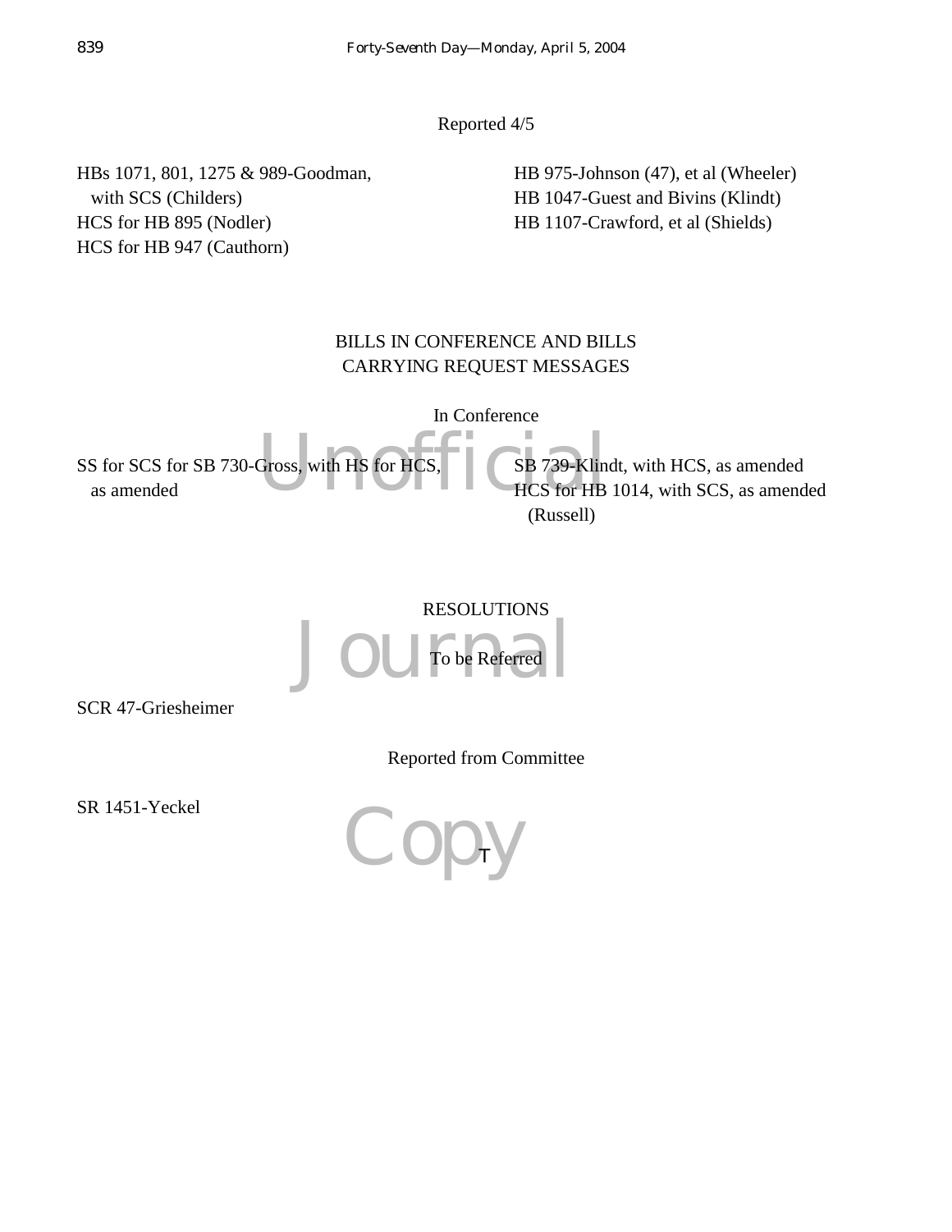Reported 4/5

HBs 1071, 801, 1275 & 989-Goodman, with SCS (Childers)
HCS for HB 895 (Nodler)
HCS for HB 947 (Cauthorn)
HB 975-Johnson (47), et al (Wheeler)
HB 1047-Guest and Bivins (Klindt)
HB 1107-Crawford, et al (Shields)

BILLS IN CONFERENCE AND BILLS CARRYING REQUEST MESSAGES

In Conference

SS for SCS for SB 730-Gross, with HS for HCS, as amended
SB 739-Klindt, with HCS, as amended
HCS for HB 1014, with SCS, as amended (Russell)

RESOLUTIONS

To be Referred

SCR 47-Griesheimer

Reported from Committee

SR 1451-Yeckel

T